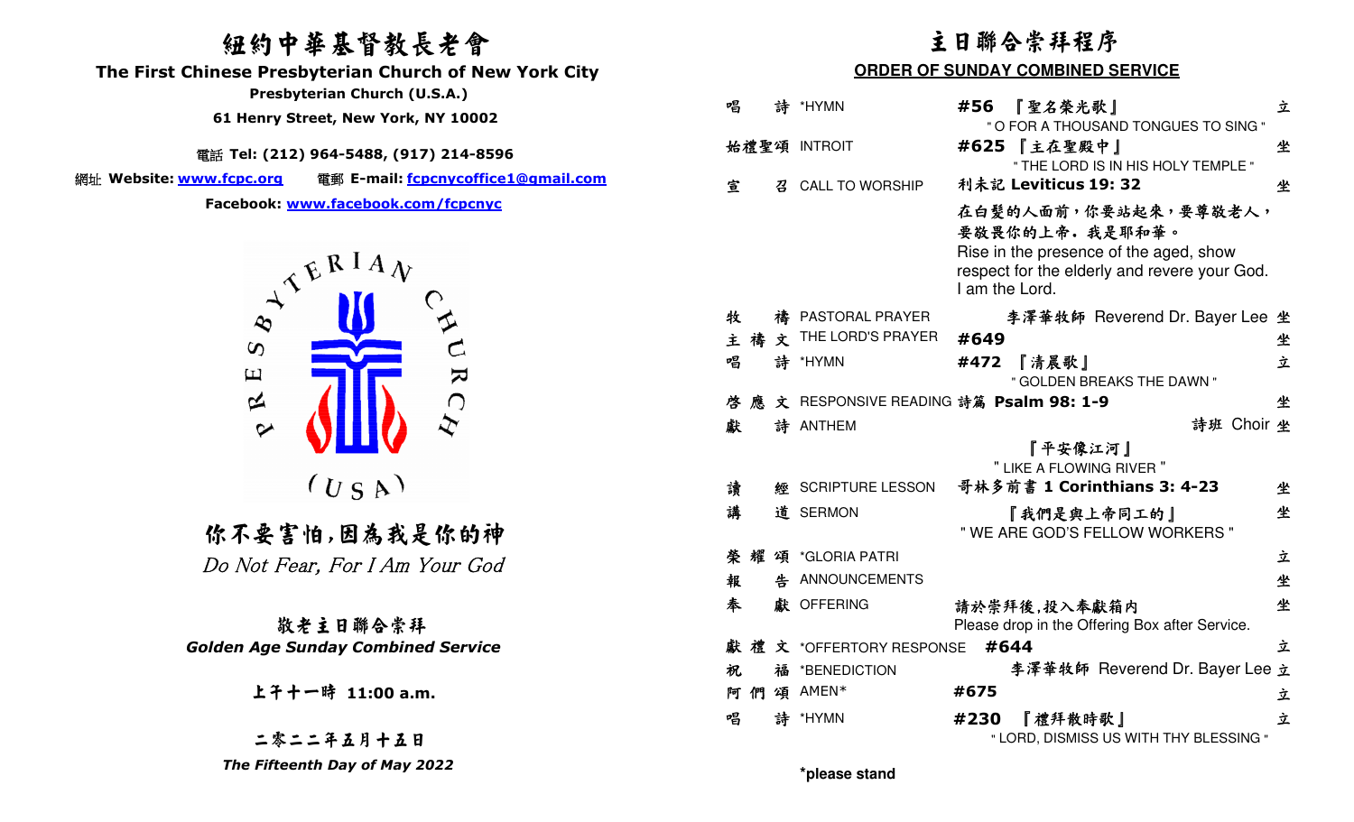# 紐約中華基督教長老會

## The First Chinese Presbyterian Church of New York City

**Presbyterian Church (U.S.A.)**

**61 Henry Street, New York, NY 10002**

電話 **Tel: (212) 964-5488, (917) 214-8596**

網址 **Website: www.fcpc.org** 電郵 **E-mail: fcpcnycoffice1@gmail.com**

**Facebook: www.facebook.com/fcpcnyc**

PRESBYTERIAN CHURCH (USA)

### 你不要害怕,因為我是你的神

*Do Not Fear, For I Am Your God*

### 敬老主日聯合崇拜

***Golden Age Sunday Combined Service***

**上午十一時 11:00 a.m.**

**二零二二年五月十五日**

***The Fifteenth Day of May 2022***

# 主日聯合崇拜程序

## ORDER OF SUNDAY COMBINED SERVICE

| | | | |
|---|---|---|---|
| 唱詩 | *HYMN | **#56** 『聖名榮光歌』 " O FOR A THOUSAND TONGUES TO SING " | 立 |
| 始禮聖頌 | INTROIT | **#625** 『主在聖殿中』 " THE LORD IS IN HIS HOLY TEMPLE " | 坐 |
| 宣召 | CALL TO WORSHIP | 利未記 **Leviticus 19: 32** 在白髮的人面前，你要站起來，要尊敬老人，要敬畏你的上帝. 我是耶和華。 Rise in the presence of the aged, show respect for the elderly and revere your God. I am the Lord. | 坐 |
| 牧禱 | PASTORAL PRAYER | 李澤華牧師 Reverend Dr. Bayer Lee | 坐 |
| 主禱文 | THE LORD'S PRAYER | **#649** | 坐 |
| 唱詩 | *HYMN | **#472** 『清晨歌』 " GOLDEN BREAKS THE DAWN " | 立 |
| 啓應文 | RESPONSIVE READING | 詩篇 **Psalm 98: 1-9** | 坐 |
| 獻詩 | ANTHEM | 詩班 Choir 『平安像江河』 " LIKE A FLOWING RIVER " | 坐 |
| 讀經 | SCRIPTURE LESSON | 哥林多前書 **1 Corinthians 3: 4-23** | 坐 |
| 講道 | SERMON | 『我們是與上帝同工的』 " WE ARE GOD'S FELLOW WORKERS " | 坐 |
| 榮耀頌 | *GLORIA PATRI | | 立 |
| 報告 | ANNOUNCEMENTS | | 坐 |
| 奉獻 | OFFERING | 請於崇拜後,投入奉獻箱內 Please drop in the Offering Box after Service. | 坐 |
| 獻禮文 | *OFFERTORY RESPONSE | **#644** | 立 |
| 祝福 | *BENEDICTION | 李澤華牧師 Reverend Dr. Bayer Lee | 立 |
| 阿們頌 | AMEN* | **#675** | 立 |
| 唱詩 | *HYMN | **#230** 『禮拜散時歌』 " LORD, DISMISS US WITH THY BLESSING " | 立 |

***please stand**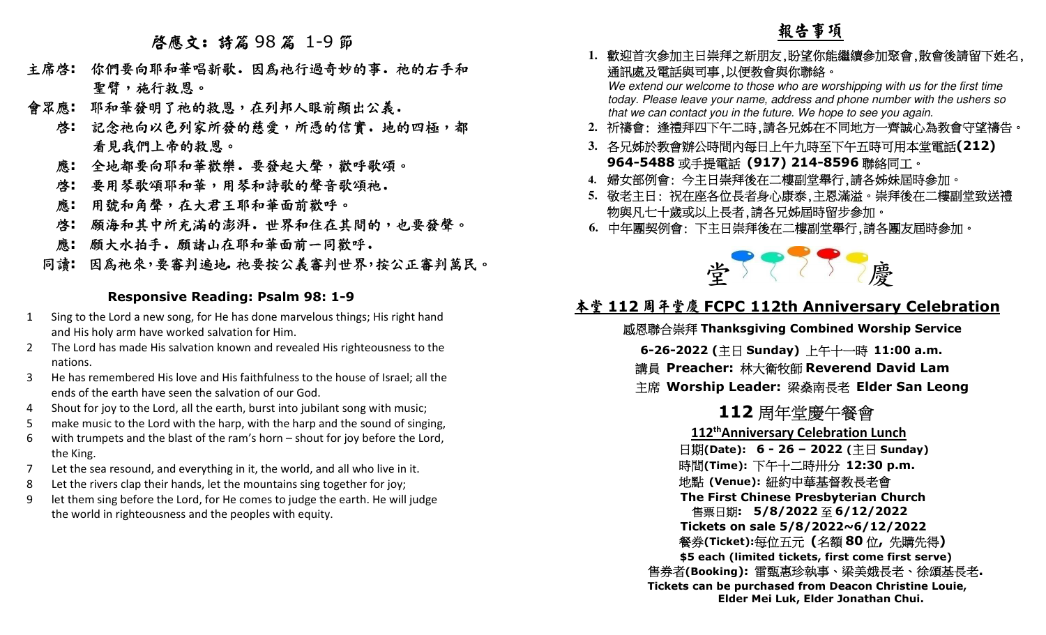## 啟應文：詩篇 98 篇 1-9 節

**主席啓：** 你們要向耶和華唱新歌．因為祂行過奇妙的事．祂的右手和聖臂，祂行救恩。

**會眾應：** 耶和華發明了祂的救恩，在列邦人眼前顯出公義．

**啓：** 記念祂向以色列家所發的慈愛，所憑的信實．地的四極，都看見我們上帝的救恩。

**應：** 全地都要向耶和華歡樂．要發起大聲，歡呼歌頌。

**啓：** 要用琴歌頌耶和華，用琴和詩歌的聲音歌頌祂．

**應：** 用號和角聲，在大君王耶和華面前歡呼。

**啓：** 願海和其中所充滿的澎湃．世界和住在其間的，也要發聲。

**應：** 願大水拍手．願諸山在耶和華面前一同歡呼．

**同讀：** 因為祂來，要審判遍地. 祂要按公義審判世界，按公正審判萬民。

### Responsive Reading: Psalm 98: 1-9

1 Sing to the Lord a new song, for He has done marvelous things; His right hand and His holy arm have worked salvation for Him.
2 The Lord has made His salvation known and revealed His righteousness to the nations.
3 He has remembered His love and His faithfulness to the house of Israel; all the ends of the earth have seen the salvation of our God.
4 Shout for joy to the Lord, all the earth, burst into jubilant song with music;
5 make music to the Lord with the harp, with the harp and the sound of singing,
6 with trumpets and the blast of the ram's horn – shout for joy before the Lord, the King.
7 Let the sea resound, and everything in it, the world, and all who live in it.
8 Let the rivers clap their hands, let the mountains sing together for joy;
9 let them sing before the Lord, for He comes to judge the earth. He will judge the world in righteousness and the peoples with equity.

## 報告事項

1. 歡迎首次參加主日崇拜之新朋友,盼望你能繼續參加聚會,散會後請留下姓名,通訊處及電話與司事,以便教會與你聯絡。
   *We extend our welcome to those who are worshipping with us for the first time today. Please leave your name, address and phone number with the ushers so that we can contact you in the future. We hope to see you again.*
2. 祈禱會：逢禮拜四下午二時,請各兄姊在不同地方一齊誠心為教會守望禱告。
3. 各兄姊於教會辦公時間內每日上午九時至下午五時可用本堂電話**(212) 964-5488** 或手提電話 **(917) 214-8596** 聯絡同工。
4. 婦女部例會：今主日崇拜後在二樓副堂舉行,請各姊妹屆時參加。
5. 敬老主日：祝在座各位長者身心康泰,主恩滿溢。崇拜後在二樓副堂致送禮物與凡七十歲或以上長者,請各兄姊屆時留步參加。
6. 中年團契例會：下主日崇拜後在二樓副堂舉行,請各團友屆時參加。

堂慶

## 本堂 112 周年堂慶 FCPC 112th Anniversary Celebration

感恩聯合崇拜 **Thanksgiving Combined Worship Service**

**6-26-2022 (**主日 **Sunday)** 上午十一時 **11:00 a.m.**

講員 **Preacher:** 林大衛牧師 **Reverend David Lam**

主席 **Worship Leader:** 梁燊南長老 **Elder San Leong**

### 112 周年堂慶午餐會

**112th Anniversary Celebration Lunch**

日期**(Date): 6 - 26 – 2022 (**主日 **Sunday)**

時間**(Time):** 下午十二時卅分 **12:30 p.m.**

地點 **(Venue):** 紐約中華基督教長老會

**The First Chinese Presbyterian Church**

售票日期: **5/8/2022** 至 **6/12/2022**

**Tickets on sale 5/8/2022~6/12/2022**

餐券**(Ticket):**每位五元（名額 **80** 位，先購先得）

**$5 each (limited tickets, first come first serve)**

售券者**(Booking):** 雷甄惠珍執事、梁美娥長老、徐頌基長老.

**Tickets can be purchased from Deacon Christine Louie, Elder Mei Luk, Elder Jonathan Chui.**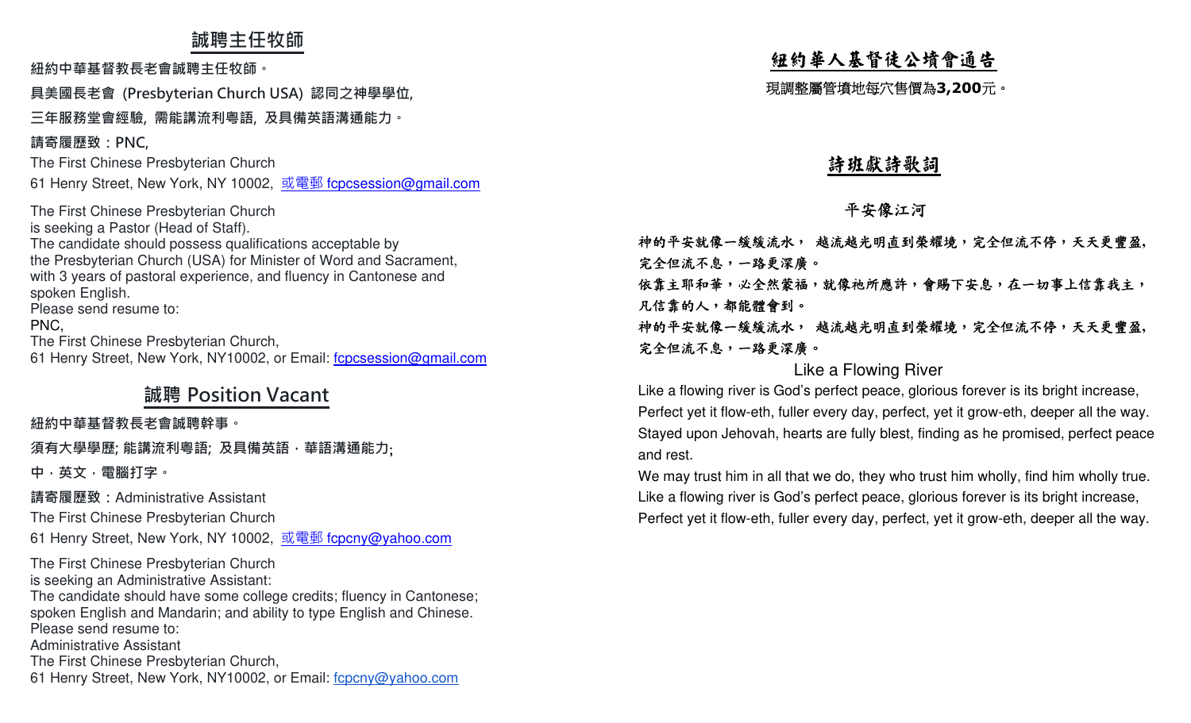## 誠聘主任牧師

**紐約中華基督教長老會誠聘主任牧師。**

**具美國長老會 (Presbyterian Church USA) 認同之神學學位,**

**三年服務堂會經驗, 需能講流利粵語, 及具備英語溝通能力。**

**請寄履歷致：PNC,**

The First Chinese Presbyterian Church

61 Henry Street, New York, NY 10002, 或電郵 fcpcsession@gmail.com

The First Chinese Presbyterian Church
is seeking a Pastor (Head of Staff).
The candidate should possess qualifications acceptable by
the Presbyterian Church (USA) for Minister of Word and Sacrament,
with 3 years of pastoral experience, and fluency in Cantonese and
spoken English.
Please send resume to:
PNC,
The First Chinese Presbyterian Church,
61 Henry Street, New York, NY10002, or Email: fcpcsession@gmail.com

## 誠聘 Position Vacant

**紐約中華基督教長老會誠聘幹事。**

**須有大學學歷; 能講流利粵語; 及具備英語，華語溝通能力;**

**中，英文，電腦打字。**

**請寄履歷致：**Administrative Assistant

The First Chinese Presbyterian Church

61 Henry Street, New York, NY 10002, 或電郵 fcpcny@yahoo.com

The First Chinese Presbyterian Church
is seeking an Administrative Assistant:
The candidate should have some college credits; fluency in Cantonese;
spoken English and Mandarin; and ability to type English and Chinese.
Please send resume to:
Administrative Assistant
The First Chinese Presbyterian Church,
61 Henry Street, New York, NY10002, or Email: fcpcny@yahoo.com

## 紐約華人基督徒公墳會通告

現調整屬管墳地每穴售價為**3,200**元。

## 詩班獻詩歌詞

### 平安像江河

**神的平安就像一緩緩流水， 越流越光明直到榮耀境，完全但流不停，天天更豐盈, 完全但流不息，一路更深廣。**

**依靠主耶和華，必全然蒙福，就像祂所應許，會賜下安息，在一切事上信靠我主， 凡信靠的人，都能體會到。**

**神的平安就像一緩緩流水， 越流越光明直到榮耀境，完全但流不停，天天更豐盈, 完全但流不息，一路更深廣。**

### Like a Flowing River

Like a flowing river is God's perfect peace, glorious forever is its bright increase,
Perfect yet it flow-eth, fuller every day, perfect, yet it grow-eth, deeper all the way.
Stayed upon Jehovah, hearts are fully blest, finding as he promised, perfect peace and rest.
We may trust him in all that we do, they who trust him wholly, find him wholly true.
Like a flowing river is God's perfect peace, glorious forever is its bright increase,
Perfect yet it flow-eth, fuller every day, perfect, yet it grow-eth, deeper all the way.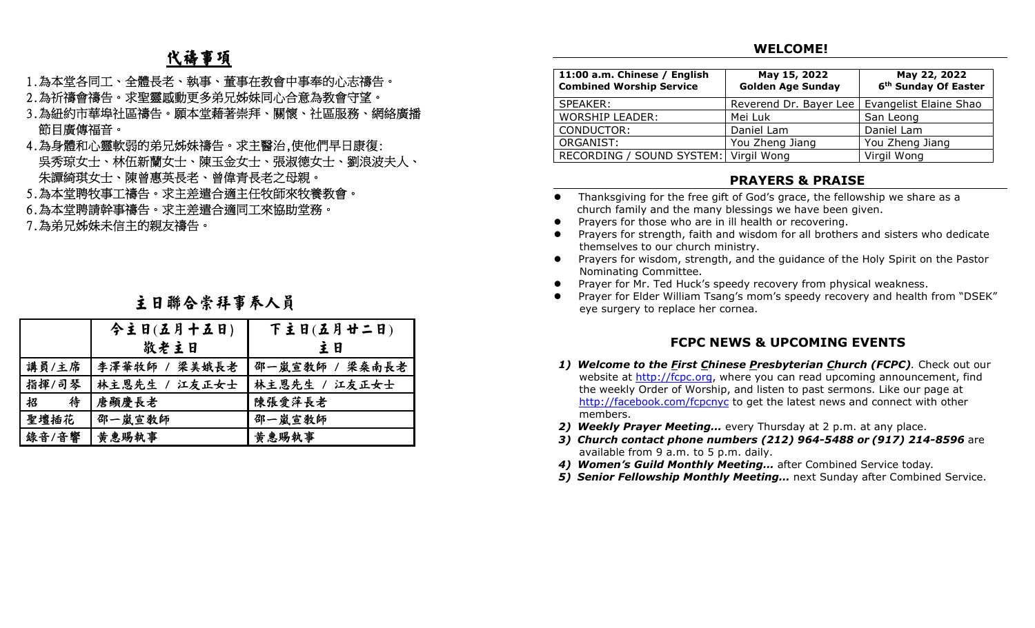# 代禱事項

1. 為本堂各同工、全體長老、執事、董事在教會中事奉的心志禱告。
2. 為祈禱會禱告。求聖靈感動更多弟兄姊妹同心合意為教會守望。
3. 為紐約市華埠社區禱告。願本堂藉著崇拜、關懷、社區服務、網絡廣播節目廣傳福音。
4. 為身體和心靈軟弱的弟兄姊妹禱告。求主醫治,使他們早日康復:吳秀琼女士、林伍新蘭女士、陳玉金女士、張淑德女士、劉浪波夫人、朱譚綺琪女士、陳曾惠英長老、曾偉青長老之母親。
5. 為本堂聘牧事工禱告。求主差遣合適主任牧師來牧養教會。
6. 為本堂聘請幹事禱告。求主差遣合適同工來協助堂務。
7. 為弟兄姊妹未信主的親友禱告。

## 主日聯合崇拜事奉人員

| | 今主日(五月十五日) 敬老主日 | 下主日(五月廿二日) 主日 |
|---|---|---|
| 講員/主席 | 李澤華牧師 / 梁美娥長老 | 邵一嵐宣教師 / 梁燊南長老 |
| 指揮/司琴 | 林主恩先生 / 江友正女士 | 林主恩先生 / 江友正女士 |
| 招　　待 | 唐顯慶長老 | 陳張愛萍長老 |
| 聖壇插花 | 邵一嵐宣教師 | 邵一嵐宣教師 |
| 錄音/音響 | 黃惠賜執事 | 黃惠賜執事 |

## WELCOME!

| 11:00 a.m. Chinese / English Combined Worship Service | May 15, 2022 Golden Age Sunday | May 22, 2022 6th Sunday Of Easter |
|---|---|---|
| SPEAKER: | Reverend Dr. Bayer Lee | Evangelist Elaine Shao |
| WORSHIP LEADER: | Mei Luk | San Leong |
| CONDUCTOR: | Daniel Lam | Daniel Lam |
| ORGANIST: | You Zheng Jiang | You Zheng Jiang |
| RECORDING / SOUND SYSTEM: | Virgil Wong | Virgil Wong |

## PRAYERS & PRAISE

- Thanksgiving for the free gift of God's grace, the fellowship we share as a church family and the many blessings we have been given.
- Prayers for those who are in ill health or recovering.
- Prayers for strength, faith and wisdom for all brothers and sisters who dedicate themselves to our church ministry.
- Prayers for wisdom, strength, and the guidance of the Holy Spirit on the Pastor Nominating Committee.
- Prayer for Mr. Ted Huck's speedy recovery from physical weakness.
- Prayer for Elder William Tsang's mom's speedy recovery and health from "DSEK" eye surgery to replace her cornea.

## FCPC NEWS & UPCOMING EVENTS

1) ***Welcome to the First Chinese Presbyterian Church (FCPC)***. Check out our website at http://fcpc.org, where you can read upcoming announcement, find the weekly Order of Worship, and listen to past sermons. Like our page at http://facebook.com/fcpcnyc to get the latest news and connect with other members.
2) ***Weekly Prayer Meeting…*** every Thursday at 2 p.m. at any place.
3) ***Church contact phone numbers (212) 964-5488 or (917) 214-8596*** are available from 9 a.m. to 5 p.m. daily.
4) ***Women's Guild Monthly Meeting…*** after Combined Service today.
5) ***Senior Fellowship Monthly Meeting…*** next Sunday after Combined Service.